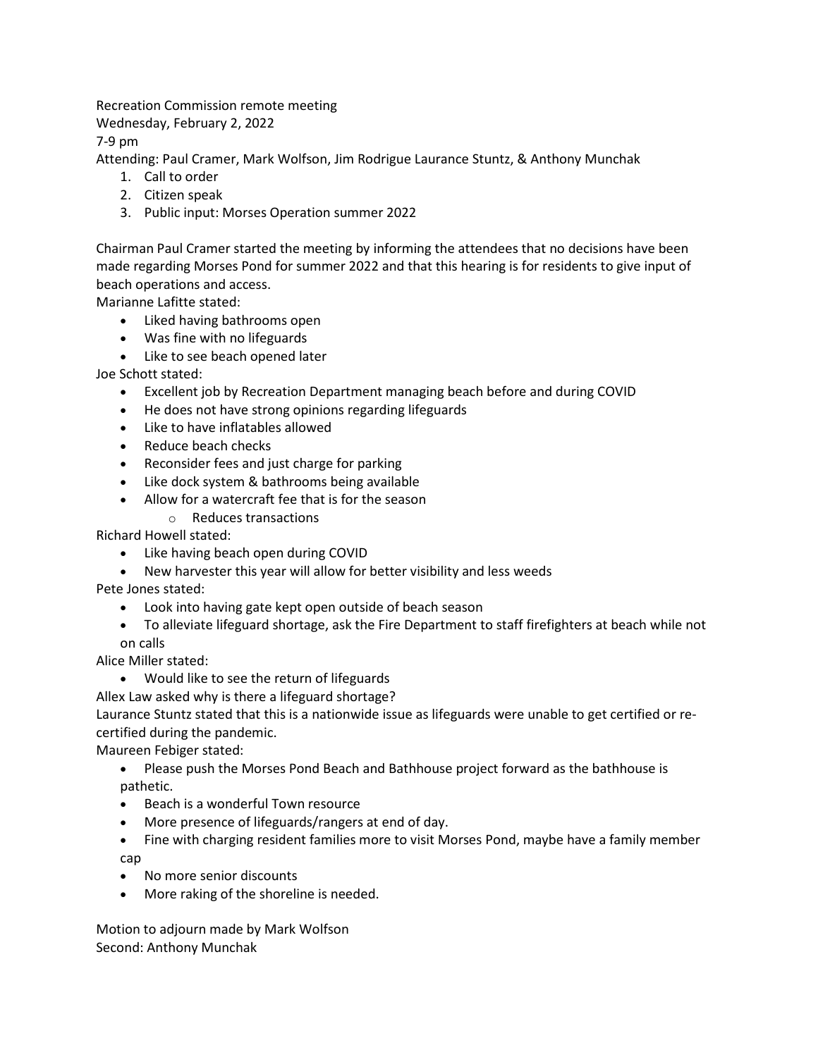Recreation Commission remote meeting
Wednesday, February 2, 2022
7-9 pm
Attending: Paul Cramer, Mark Wolfson, Jim Rodrigue Laurance Stuntz, & Anthony Munchak

1. Call to order
2. Citizen speak
3. Public input: Morses Operation summer 2022

Chairman Paul Cramer started the meeting by informing the attendees that no decisions have been made regarding Morses Pond for summer 2022 and that this hearing is for residents to give input of beach operations and access.

Marianne Lafitte stated:

- Liked having bathrooms open
- Was fine with no lifeguards
- Like to see beach opened later

Joe Schott stated:

- Excellent job by Recreation Department managing beach before and during COVID
- He does not have strong opinions regarding lifeguards
- Like to have inflatables allowed
- Reduce beach checks
- Reconsider fees and just charge for parking
- Like dock system & bathrooms being available
- Allow for a watercraft fee that is for the season
  - Reduces transactions

Richard Howell stated:

- Like having beach open during COVID
- New harvester this year will allow for better visibility and less weeds

Pete Jones stated:

- Look into having gate kept open outside of beach season
- To alleviate lifeguard shortage, ask the Fire Department to staff firefighters at beach while not on calls

Alice Miller stated:

- Would like to see the return of lifeguards

Allex Law asked why is there a lifeguard shortage?

Laurance Stuntz stated that this is a nationwide issue as lifeguards were unable to get certified or re-certified during the pandemic.

Maureen Febiger stated:

- Please push the Morses Pond Beach and Bathhouse project forward as the bathhouse is pathetic.
- Beach is a wonderful Town resource
- More presence of lifeguards/rangers at end of day.
- Fine with charging resident families more to visit Morses Pond, maybe have a family member cap
- No more senior discounts
- More raking of the shoreline is needed.

Motion to adjourn made by Mark Wolfson
Second: Anthony Munchak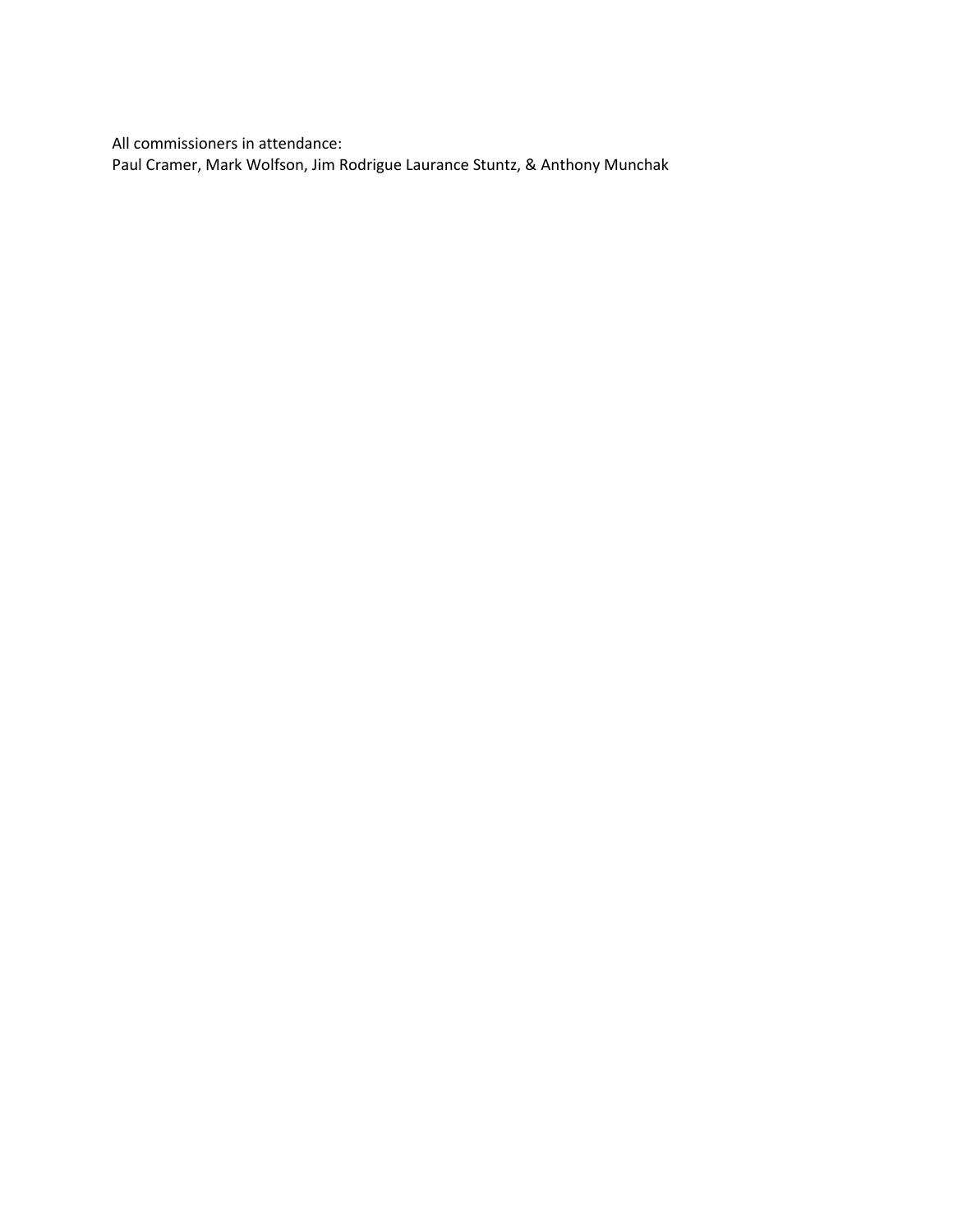All commissioners in attendance:
Paul Cramer, Mark Wolfson, Jim Rodrigue Laurance Stuntz, & Anthony Munchak